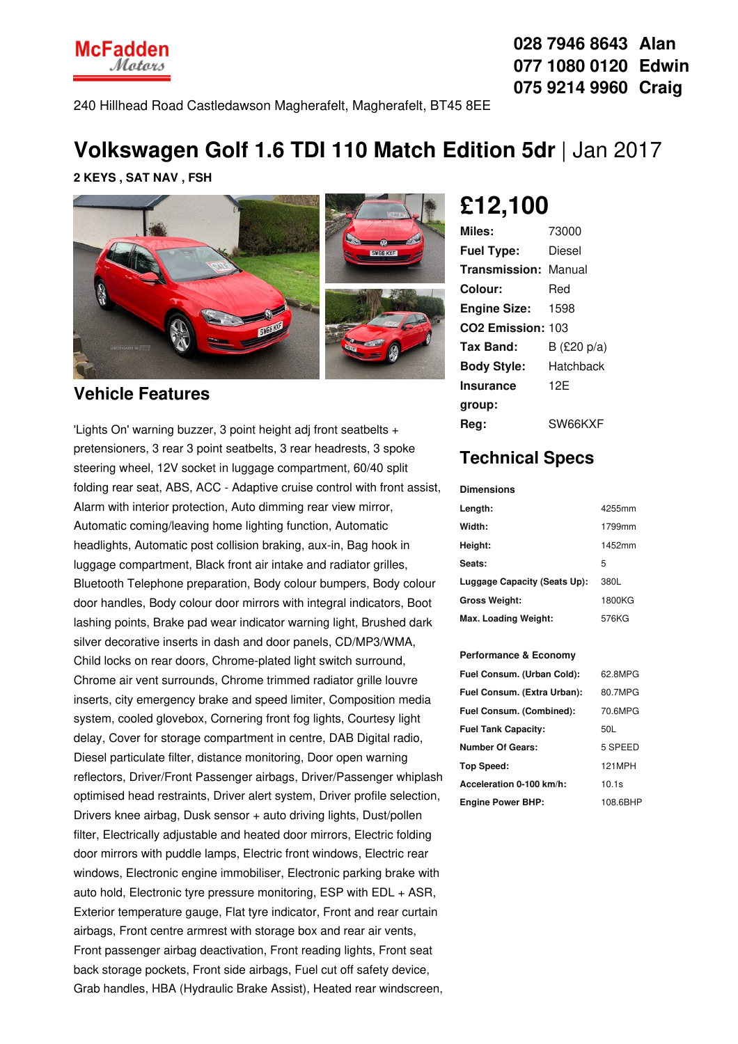McFadden Motors

**028 7946 8643 Alan**
**077 1080 0120 Edwin**
**075 9214 9960 Craig**

240 Hillhead Road Castledawson Magherafelt, Magherafelt, BT45 8EE

# Volkswagen Golf 1.6 TDI 110 Match Edition 5dr | Jan 2017

**2 KEYS , SAT NAV , FSH**

## £12,100

| | |
|---|---|
| **Miles:** | 73000 |
| **Fuel Type:** | Diesel |
| **Transmission:** | Manual |
| **Colour:** | Red |
| **Engine Size:** | 1598 |
| **CO2 Emission:** | 103 |
| **Tax Band:** | B (£20 p/a) |
| **Body Style:** | Hatchback |
| **Insurance group:** | 12E |
| **Reg:** | SW66KXF |

## Vehicle Features

'Lights On' warning buzzer, 3 point height adj front seatbelts + pretensioners, 3 rear 3 point seatbelts, 3 rear headrests, 3 spoke steering wheel, 12V socket in luggage compartment, 60/40 split folding rear seat, ABS, ACC - Adaptive cruise control with front assist, Alarm with interior protection, Auto dimming rear view mirror, Automatic coming/leaving home lighting function, Automatic headlights, Automatic post collision braking, aux-in, Bag hook in luggage compartment, Black front air intake and radiator grilles, Bluetooth Telephone preparation, Body colour bumpers, Body colour door handles, Body colour door mirrors with integral indicators, Boot lashing points, Brake pad wear indicator warning light, Brushed dark silver decorative inserts in dash and door panels, CD/MP3/WMA, Child locks on rear doors, Chrome-plated light switch surround, Chrome air vent surrounds, Chrome trimmed radiator grille louvre inserts, city emergency brake and speed limiter, Composition media system, cooled glovebox, Cornering front fog lights, Courtesy light delay, Cover for storage compartment in centre, DAB Digital radio, Diesel particulate filter, distance monitoring, Door open warning reflectors, Driver/Front Passenger airbags, Driver/Passenger whiplash optimised head restraints, Driver alert system, Driver profile selection, Drivers knee airbag, Dusk sensor + auto driving lights, Dust/pollen filter, Electrically adjustable and heated door mirrors, Electric folding door mirrors with puddle lamps, Electric front windows, Electric rear windows, Electronic engine immobiliser, Electronic parking brake with auto hold, Electronic tyre pressure monitoring, ESP with EDL + ASR, Exterior temperature gauge, Flat tyre indicator, Front and rear curtain airbags, Front centre armrest with storage box and rear air vents, Front passenger airbag deactivation, Front reading lights, Front seat back storage pockets, Front side airbags, Fuel cut off safety device, Grab handles, HBA (Hydraulic Brake Assist), Heated rear windscreen,

## Technical Specs

**Dimensions**

| | |
|---|---|
| **Length:** | 4255mm |
| **Width:** | 1799mm |
| **Height:** | 1452mm |
| **Seats:** | 5 |
| **Luggage Capacity (Seats Up):** | 380L |
| **Gross Weight:** | 1800KG |
| **Max. Loading Weight:** | 576KG |

**Performance & Economy**

| | |
|---|---|
| **Fuel Consum. (Urban Cold):** | 62.8MPG |
| **Fuel Consum. (Extra Urban):** | 80.7MPG |
| **Fuel Consum. (Combined):** | 70.6MPG |
| **Fuel Tank Capacity:** | 50L |
| **Number Of Gears:** | 5 SPEED |
| **Top Speed:** | 121MPH |
| **Acceleration 0-100 km/h:** | 10.1s |
| **Engine Power BHP:** | 108.6BHP |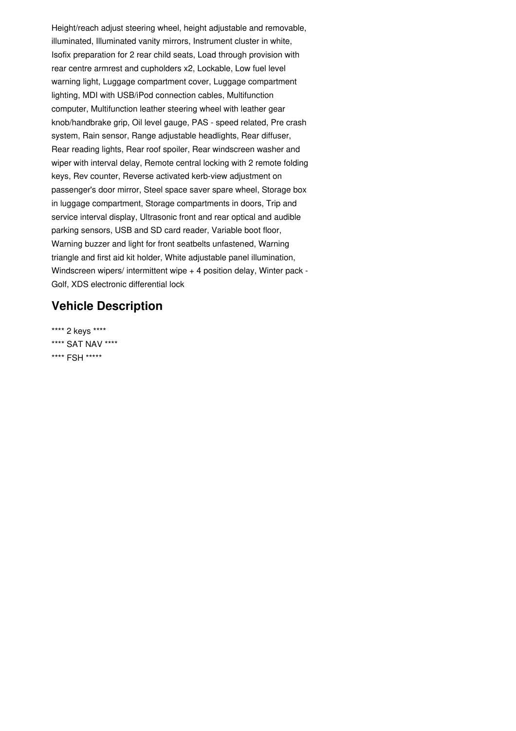Height/reach adjust steering wheel, height adjustable and removable, illuminated, Illuminated vanity mirrors, Instrument cluster in white, Isofix preparation for 2 rear child seats, Load through provision with rear centre armrest and cupholders x2, Lockable, Low fuel level warning light, Luggage compartment cover, Luggage compartment lighting, MDI with USB/iPod connection cables, Multifunction computer, Multifunction leather steering wheel with leather gear knob/handbrake grip, Oil level gauge, PAS - speed related, Pre crash system, Rain sensor, Range adjustable headlights, Rear diffuser, Rear reading lights, Rear roof spoiler, Rear windscreen washer and wiper with interval delay, Remote central locking with 2 remote folding keys, Rev counter, Reverse activated kerb-view adjustment on passenger's door mirror, Steel space saver spare wheel, Storage box in luggage compartment, Storage compartments in doors, Trip and service interval display, Ultrasonic front and rear optical and audible parking sensors, USB and SD card reader, Variable boot floor, Warning buzzer and light for front seatbelts unfastened, Warning triangle and first aid kit holder, White adjustable panel illumination, Windscreen wipers/ intermittent wipe + 4 position delay, Winter pack - Golf, XDS electronic differential lock

## Vehicle Description

**** 2 keys ****
**** SAT NAV ****
**** FSH *****